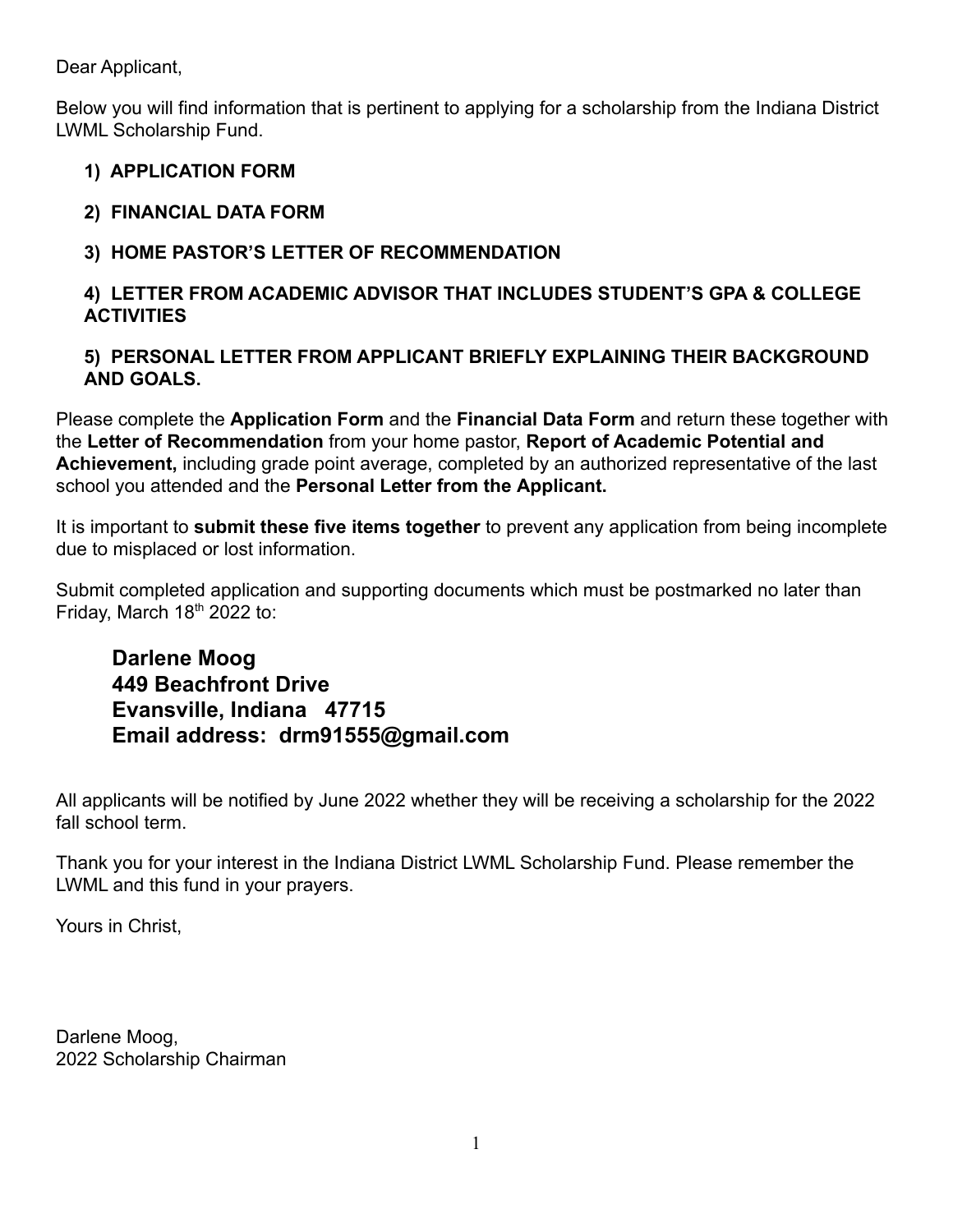Dear Applicant,

Below you will find information that is pertinent to applying for a scholarship from the Indiana District LWML Scholarship Fund.

1) **APPLICATION FORM**

2) **FINANCIAL DATA FORM**

3) **HOME PASTOR'S LETTER OF RECOMMENDATION**

4) **LETTER FROM ACADEMIC ADVISOR THAT INCLUDES STUDENT'S GPA & COLLEGE ACTIVITIES**

5) **PERSONAL LETTER FROM APPLICANT BRIEFLY EXPLAINING THEIR BACKGROUND AND GOALS.**

Please complete the **Application Form** and the **Financial Data Form** and return these together with the **Letter of Recommendation** from your home pastor, **Report of Academic Potential and Achievement,** including grade point average, completed by an authorized representative of the last school you attended and the **Personal Letter from the Applicant.**

It is important to **submit these five items together** to prevent any application from being incomplete due to misplaced or lost information.

Submit completed application and supporting documents which must be postmarked no later than Friday, March 18th 2022 to:

> **Darlene Moog**
> **449 Beachfront Drive**
> **Evansville, Indiana 47715**
> **Email address: drm91555@gmail.com**

All applicants will be notified by June 2022 whether they will be receiving a scholarship for the 2022 fall school term.

Thank you for your interest in the Indiana District LWML Scholarship Fund. Please remember the LWML and this fund in your prayers.

Yours in Christ,

Darlene Moog,
2022 Scholarship Chairman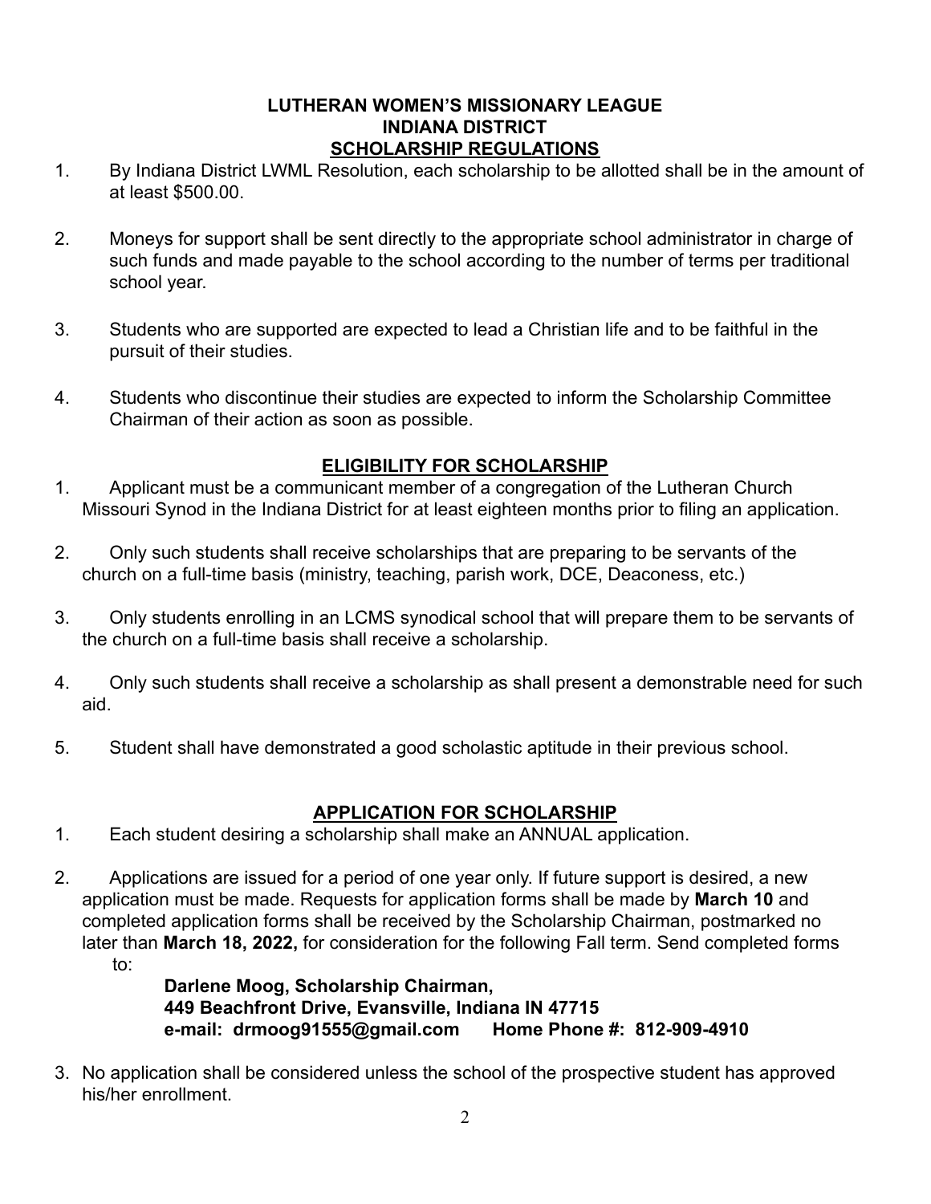**LUTHERAN WOMEN'S MISSIONARY LEAGUE**
**INDIANA DISTRICT**

## SCHOLARSHIP REGULATIONS

1. By Indiana District LWML Resolution, each scholarship to be allotted shall be in the amount of at least $500.00.

2. Moneys for support shall be sent directly to the appropriate school administrator in charge of such funds and made payable to the school according to the number of terms per traditional school year.

3. Students who are supported are expected to lead a Christian life and to be faithful in the pursuit of their studies.

4. Students who discontinue their studies are expected to inform the Scholarship Committee Chairman of their action as soon as possible.

## ELIGIBILITY FOR SCHOLARSHIP

1. Applicant must be a communicant member of a congregation of the Lutheran Church Missouri Synod in the Indiana District for at least eighteen months prior to filing an application.

2. Only such students shall receive scholarships that are preparing to be servants of the church on a full-time basis (ministry, teaching, parish work, DCE, Deaconess, etc.)

3. Only students enrolling in an LCMS synodical school that will prepare them to be servants of the church on a full-time basis shall receive a scholarship.

4. Only such students shall receive a scholarship as shall present a demonstrable need for such aid.

5. Student shall have demonstrated a good scholastic aptitude in their previous school.

## APPLICATION FOR SCHOLARSHIP

1. Each student desiring a scholarship shall make an ANNUAL application.

2. Applications are issued for a period of one year only. If future support is desired, a new application must be made. Requests for application forms shall be made by **March 10** and completed application forms shall be received by the Scholarship Chairman, postmarked no later than **March 18, 2022,** for consideration for the following Fall term. Send completed forms to:

   **Darlene Moog, Scholarship Chairman,**
   **449 Beachfront Drive, Evansville, Indiana IN 47715**
   **e-mail: drmoog91555@gmail.com Home Phone #: 812-909-4910**

3. No application shall be considered unless the school of the prospective student has approved his/her enrollment.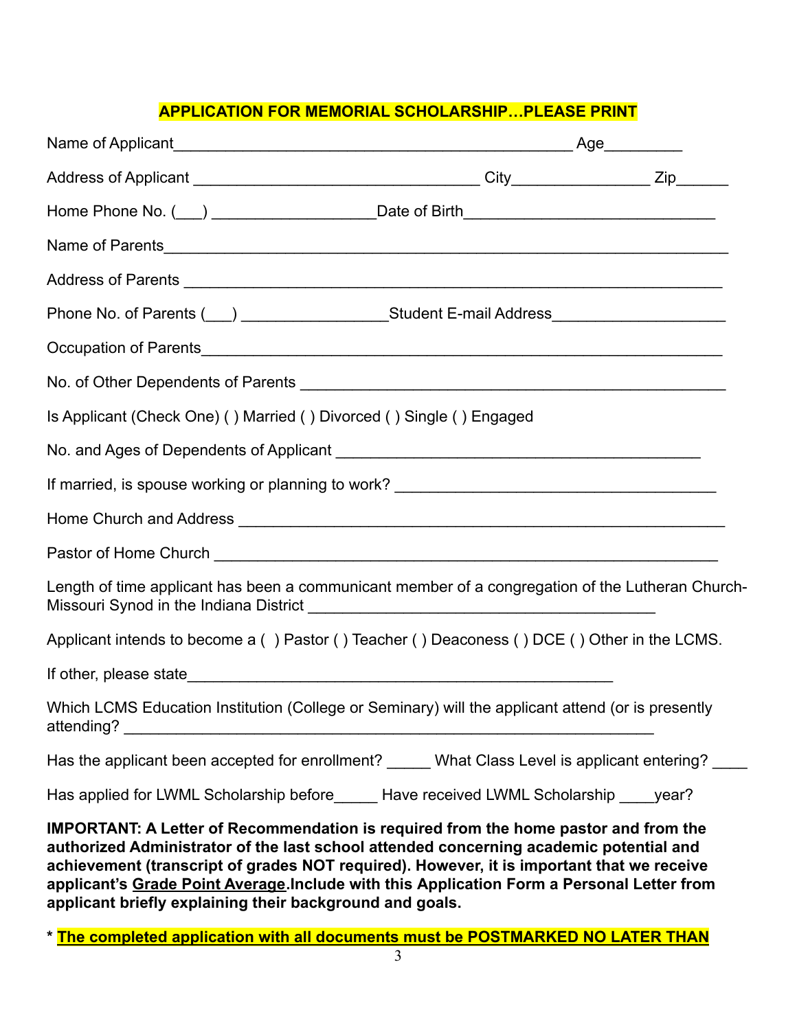**APPLICATION FOR MEMORIAL SCHOLARSHIP…PLEASE PRINT**

Name of Applicant_______________________________________________ Age_________

Address of Applicant __________________________________ City________________ Zip______

Home Phone No. (___) ___________________Date of Birth_____________________________

Name of Parents_______________________________________________________________

Address of Parents _____________________________________________________________

Phone No. of Parents (___) _________________Student E-mail Address____________________

Occupation of Parents___________________________________________________________

No. of Other Dependents of Parents _______________________________________________

Is Applicant (Check One) ( ) Married ( ) Divorced ( ) Single ( ) Engaged

No. and Ages of Dependents of Applicant ___________________________________________

If married, is spouse working or planning to work? _____________________________________

Home Church and Address ______________________________________________________

Pastor of Home Church _________________________________________________________

Length of time applicant has been a communicant member of a congregation of the Lutheran Church-Missouri Synod in the Indiana District _________________________________________

Applicant intends to become a ( ) Pastor ( ) Teacher ( ) Deaconess ( ) DCE ( ) Other in the LCMS.

If other, please state_____________________________________________________

Which LCMS Education Institution (College or Seminary) will the applicant attend (or is presently attending? _______________________________________________________________

Has the applicant been accepted for enrollment? _____ What Class Level is applicant entering? ____

Has applied for LWML Scholarship before_____ Have received LWML Scholarship ____year?

**IMPORTANT: A Letter of Recommendation is required from the home pastor and from the authorized Administrator of the last school attended concerning academic potential and achievement (transcript of grades NOT required). However, it is important that we receive applicant's Grade Point Average.Include with this Application Form a Personal Letter from applicant briefly explaining their background and goals.**

**\* The completed application with all documents must be POSTMARKED NO LATER THAN**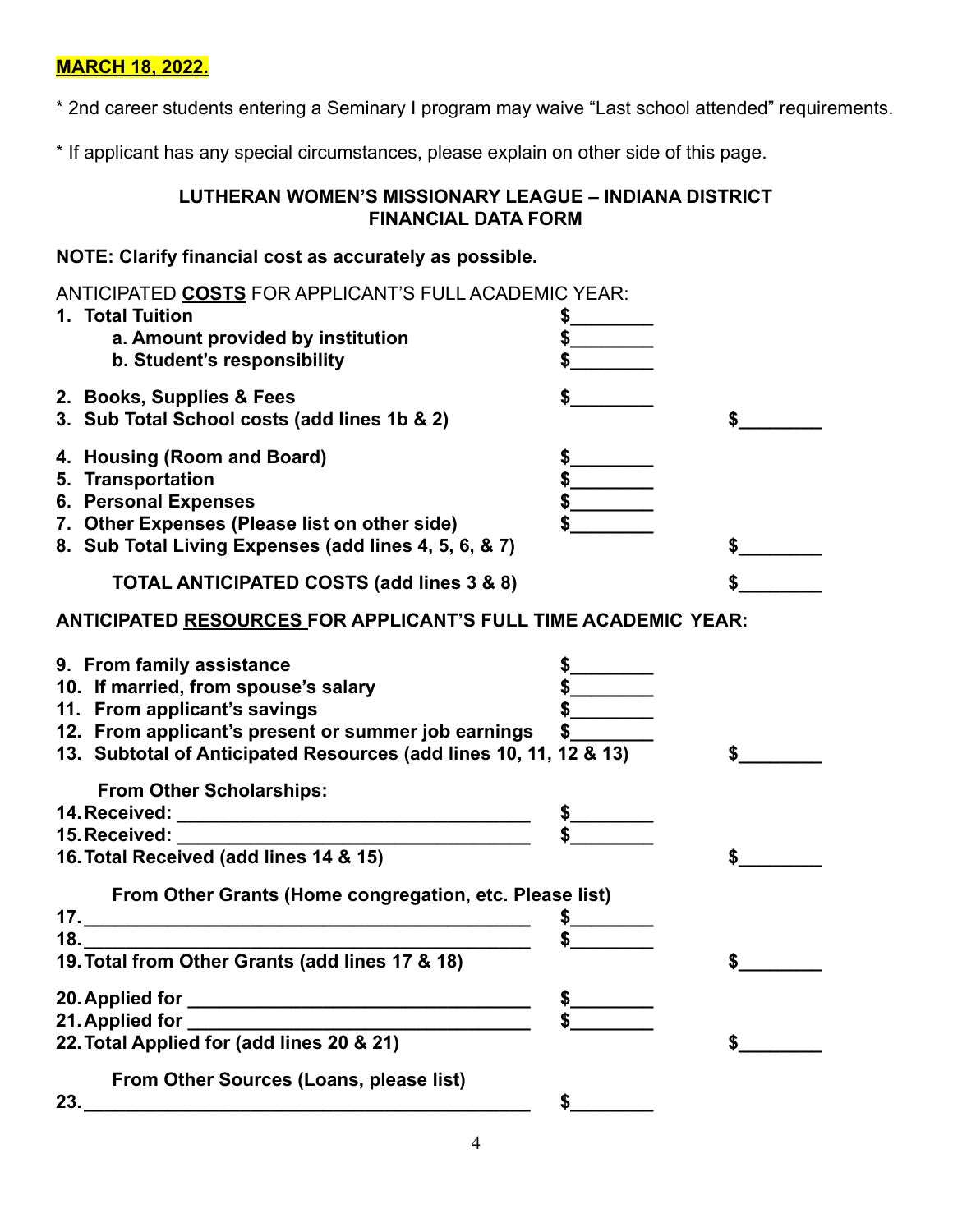**MARCH 18, 2022.**

* 2nd career students entering a Seminary I program may waive "Last school attended" requirements.

* If applicant has any special circumstances, please explain on other side of this page.

### LUTHERAN WOMEN'S MISSIONARY LEAGUE – INDIANA DISTRICT
### FINANCIAL DATA FORM

**NOTE: Clarify financial cost as accurately as possible.**

ANTICIPATED **COSTS** FOR APPLICANT'S FULL ACADEMIC YEAR:

| | | |
|---|---|---|
| **1. Total Tuition** | $________ | |
| **a. Amount provided by institution** | $________ | |
| **b. Student's responsibility** | $________ | |
| **2. Books, Supplies & Fees** | $________ | |
| **3. Sub Total School costs (add lines 1b & 2)** | | $________ |
| **4. Housing (Room and Board)** | $________ | |
| **5. Transportation** | $________ | |
| **6. Personal Expenses** | $________ | |
| **7. Other Expenses (Please list on other side)** | $________ | |
| **8. Sub Total Living Expenses (add lines 4, 5, 6, & 7)** | | $________ |
| **TOTAL ANTICIPATED COSTS (add lines 3 & 8)** | | $________ |

**ANTICIPATED RESOURCES FOR APPLICANT'S FULL TIME ACADEMIC YEAR:**

| | | |
|---|---|---|
| **9. From family assistance** | $________ | |
| **10. If married, from spouse's salary** | $________ | |
| **11. From applicant's savings** | $________ | |
| **12. From applicant's present or summer job earnings** | $________ | |
| **13. Subtotal of Anticipated Resources (add lines 10, 11, 12 & 13)** | | $________ |
| **From Other Scholarships:** | | |
| **14. Received: ________________________________** | $________ | |
| **15. Received: ________________________________** | $________ | |
| **16. Total Received (add lines 14 & 15)** | | $________ |
| **From Other Grants (Home congregation, etc. Please list)** | | |
| **17. ________________________________________** | $________ | |
| **18. ________________________________________** | $________ | |
| **19. Total from Other Grants (add lines 17 & 18)** | | $________ |
| **20. Applied for ______________________________** | $________ | |
| **21. Applied for ______________________________** | $________ | |
| **22. Total Applied for (add lines 20 & 21)** | | $________ |
| **From Other Sources (Loans, please list)** | | |
| **23. ________________________________________** | $________ | |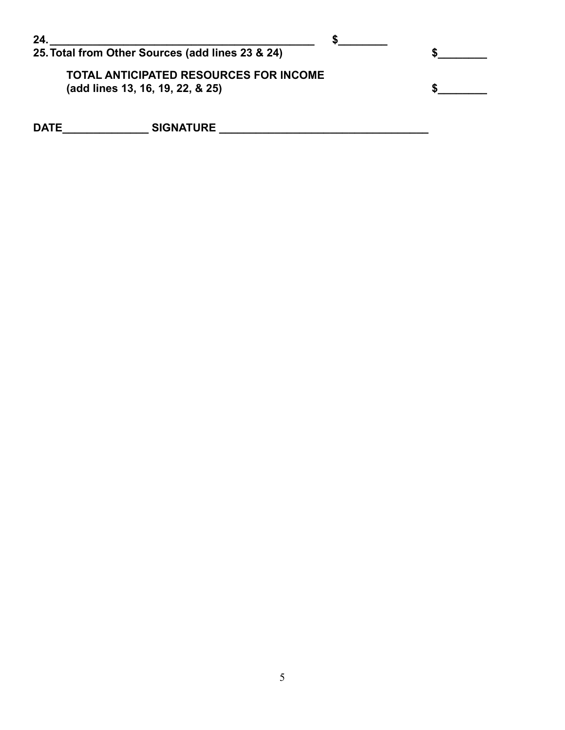**24. _____________________________________________ $________**

**25. Total from Other Sources (add lines 23 & 24) $________**

**TOTAL ANTICIPATED RESOURCES FOR INCOME (add lines 13, 16, 19, 22, & 25) $________**

**DATE______________ SIGNATURE __________________________________**